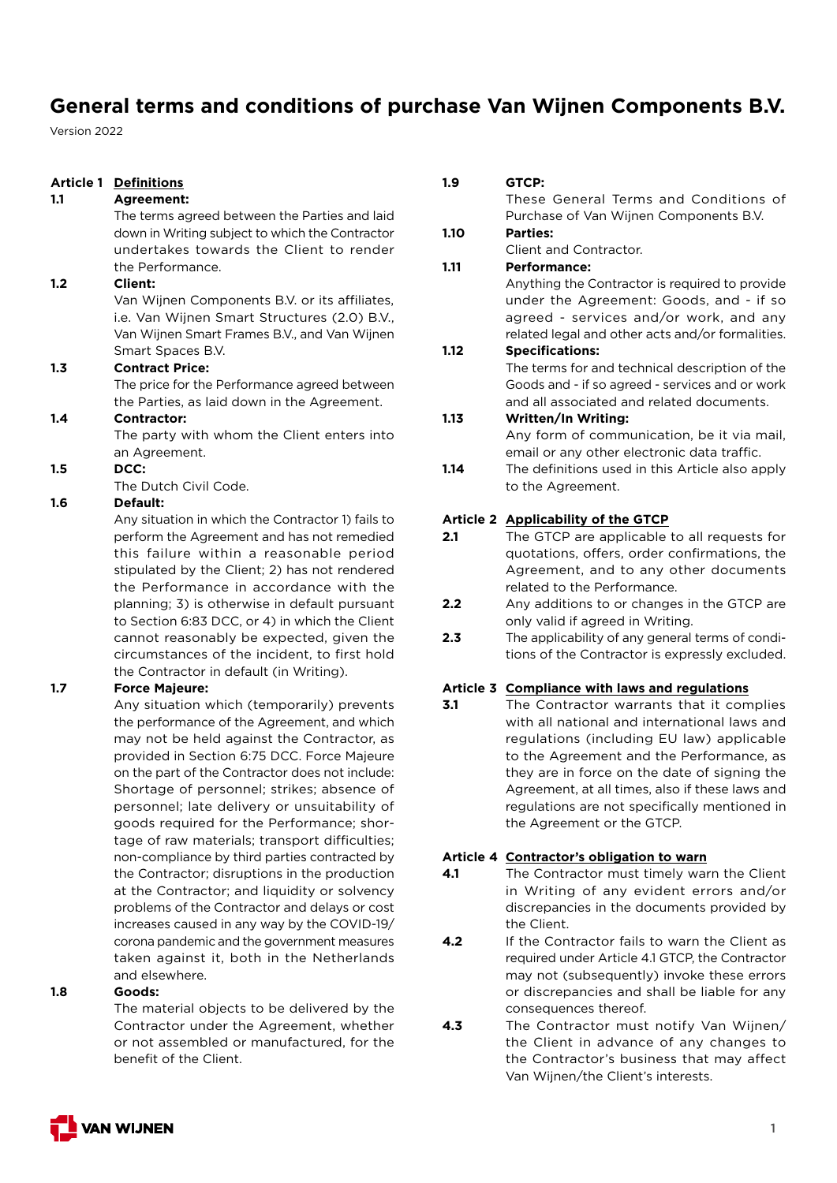# General terms and conditions of purchase Van Wijnen Components B.V.

Version 2022

## Article 1 Definitions

**1.1 Agreement:**
The terms agreed between the Parties and laid down in Writing subject to which the Contractor undertakes towards the Client to render the Performance.

**1.2 Client:**
Van Wijnen Components B.V. or its affiliates, i.e. Van Wijnen Smart Structures (2.0) B.V., Van Wijnen Smart Frames B.V., and Van Wijnen Smart Spaces B.V.

**1.3 Contract Price:**
The price for the Performance agreed between the Parties, as laid down in the Agreement.

**1.4 Contractor:**
The party with whom the Client enters into an Agreement.

**1.5 DCC:**
The Dutch Civil Code.

**1.6 Default:**
Any situation in which the Contractor 1) fails to perform the Agreement and has not remedied this failure within a reasonable period stipulated by the Client; 2) has not rendered the Performance in accordance with the planning; 3) is otherwise in default pursuant to Section 6:83 DCC, or 4) in which the Client cannot reasonably be expected, given the circumstances of the incident, to first hold the Contractor in default (in Writing).

**1.7 Force Majeure:**
Any situation which (temporarily) prevents the performance of the Agreement, and which may not be held against the Contractor, as provided in Section 6:75 DCC. Force Majeure on the part of the Contractor does not include: Shortage of personnel; strikes; absence of personnel; late delivery or unsuitability of goods required for the Performance; shortage of raw materials; transport difficulties; non-compliance by third parties contracted by the Contractor; disruptions in the production at the Contractor; and liquidity or solvency problems of the Contractor and delays or cost increases caused in any way by the COVID-19/corona pandemic and the government measures taken against it, both in the Netherlands and elsewhere.

**1.8 Goods:**
The material objects to be delivered by the Contractor under the Agreement, whether or not assembled or manufactured, for the benefit of the Client.

**1.9 GTCP:**
These General Terms and Conditions of Purchase of Van Wijnen Components B.V.

**1.10 Parties:**
Client and Contractor.

**1.11 Performance:**
Anything the Contractor is required to provide under the Agreement: Goods, and - if so agreed - services and/or work, and any related legal and other acts and/or formalities.

**1.12 Specifications:**
The terms for and technical description of the Goods and - if so agreed - services and or work and all associated and related documents.

**1.13 Written/In Writing:**
Any form of communication, be it via mail, email or any other electronic data traffic.

**1.14** The definitions used in this Article also apply to the Agreement.

## Article 2 Applicability of the GTCP

**2.1** The GTCP are applicable to all requests for quotations, offers, order confirmations, the Agreement, and to any other documents related to the Performance.

**2.2** Any additions to or changes in the GTCP are only valid if agreed in Writing.

**2.3** The applicability of any general terms of conditions of the Contractor is expressly excluded.

## Article 3 Compliance with laws and regulations

**3.1** The Contractor warrants that it complies with all national and international laws and regulations (including EU law) applicable to the Agreement and the Performance, as they are in force on the date of signing the Agreement, at all times, also if these laws and regulations are not specifically mentioned in the Agreement or the GTCP.

## Article 4 Contractor's obligation to warn

**4.1** The Contractor must timely warn the Client in Writing of any evident errors and/or discrepancies in the documents provided by the Client.

**4.2** If the Contractor fails to warn the Client as required under Article 4.1 GTCP, the Contractor may not (subsequently) invoke these errors or discrepancies and shall be liable for any consequences thereof.

**4.3** The Contractor must notify Van Wijnen/the Client in advance of any changes to the Contractor's business that may affect Van Wijnen/the Client's interests.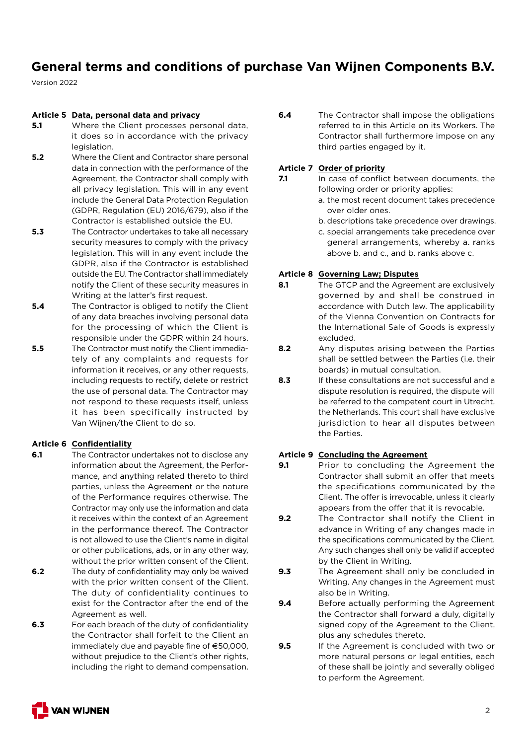## Article 5 Data, personal data and privacy

**5.1** Where the Client processes personal data, it does so in accordance with the privacy legislation.

**5.2** Where the Client and Contractor share personal data in connection with the performance of the Agreement, the Contractor shall comply with all privacy legislation. This will in any event include the General Data Protection Regulation (GDPR, Regulation (EU) 2016/679), also if the Contractor is established outside the EU.

**5.3** The Contractor undertakes to take all necessary security measures to comply with the privacy legislation. This will in any event include the GDPR, also if the Contractor is established outside the EU. The Contractor shall immediately notify the Client of these security measures in Writing at the latter's first request.

**5.4** The Contractor is obliged to notify the Client of any data breaches involving personal data for the processing of which the Client is responsible under the GDPR within 24 hours.

**5.5** The Contractor must notify the Client immediately of any complaints and requests for information it receives, or any other requests, including requests to rectify, delete or restrict the use of personal data. The Contractor may not respond to these requests itself, unless it has been specifically instructed by Van Wijnen/the Client to do so.

## Article 6 Confidentiality

**6.1** The Contractor undertakes not to disclose any information about the Agreement, the Performance, and anything related thereto to third parties, unless the Agreement or the nature of the Performance requires otherwise. The Contractor may only use the information and data it receives within the context of an Agreement in the performance thereof. The Contractor is not allowed to use the Client's name in digital or other publications, ads, or in any other way, without the prior written consent of the Client.

**6.2** The duty of confidentiality may only be waived with the prior written consent of the Client. The duty of confidentiality continues to exist for the Contractor after the end of the Agreement as well.

**6.3** For each breach of the duty of confidentiality the Contractor shall forfeit to the Client an immediately due and payable fine of €50,000, without prejudice to the Client's other rights, including the right to demand compensation.

**6.4** The Contractor shall impose the obligations referred to in this Article on its Workers. The Contractor shall furthermore impose on any third parties engaged by it.

## Article 7 Order of priority

**7.1** In case of conflict between documents, the following order or priority applies:

a. the most recent document takes precedence over older ones.

b. descriptions take precedence over drawings.

c. special arrangements take precedence over general arrangements, whereby a. ranks above b. and c., and b. ranks above c.

## Article 8 Governing Law; Disputes

**8.1** The GTCP and the Agreement are exclusively governed by and shall be construed in accordance with Dutch law. The applicability of the Vienna Convention on Contracts for the International Sale of Goods is expressly excluded.

**8.2** Any disputes arising between the Parties shall be settled between the Parties (i.e. their boards) in mutual consultation.

**8.3** If these consultations are not successful and a dispute resolution is required, the dispute will be referred to the competent court in Utrecht, the Netherlands. This court shall have exclusive jurisdiction to hear all disputes between the Parties.

## Article 9 Concluding the Agreement

**9.1** Prior to concluding the Agreement the Contractor shall submit an offer that meets the specifications communicated by the Client. The offer is irrevocable, unless it clearly appears from the offer that it is revocable.

**9.2** The Contractor shall notify the Client in advance in Writing of any changes made in the specifications communicated by the Client. Any such changes shall only be valid if accepted by the Client in Writing.

**9.3** The Agreement shall only be concluded in Writing. Any changes in the Agreement must also be in Writing.

**9.4** Before actually performing the Agreement the Contractor shall forward a duly, digitally signed copy of the Agreement to the Client, plus any schedules thereto.

**9.5** If the Agreement is concluded with two or more natural persons or legal entities, each of these shall be jointly and severally obliged to perform the Agreement.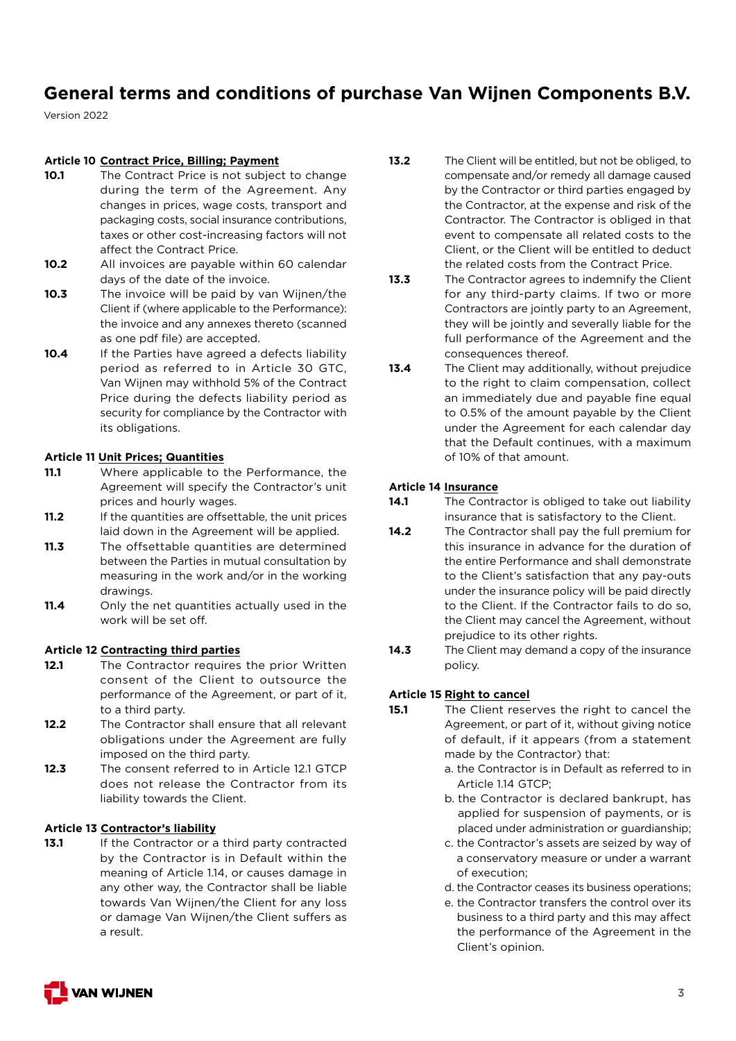# General terms and conditions of purchase Van Wijnen Components B.V.

Version 2022

**Article 10 Contract Price, Billing; Payment**

**10.1** The Contract Price is not subject to change during the term of the Agreement. Any changes in prices, wage costs, transport and packaging costs, social insurance contributions, taxes or other cost-increasing factors will not affect the Contract Price.

**10.2** All invoices are payable within 60 calendar days of the date of the invoice.

**10.3** The invoice will be paid by van Wijnen/the Client if (where applicable to the Performance): the invoice and any annexes thereto (scanned as one pdf file) are accepted.

**10.4** If the Parties have agreed a defects liability period as referred to in Article 30 GTC, Van Wijnen may withhold 5% of the Contract Price during the defects liability period as security for compliance by the Contractor with its obligations.

**Article 11 Unit Prices; Quantities**

**11.1** Where applicable to the Performance, the Agreement will specify the Contractor's unit prices and hourly wages.

**11.2** If the quantities are offsettable, the unit prices laid down in the Agreement will be applied.

**11.3** The offsettable quantities are determined between the Parties in mutual consultation by measuring in the work and/or in the working drawings.

**11.4** Only the net quantities actually used in the work will be set off.

**Article 12 Contracting third parties**

**12.1** The Contractor requires the prior Written consent of the Client to outsource the performance of the Agreement, or part of it, to a third party.

**12.2** The Contractor shall ensure that all relevant obligations under the Agreement are fully imposed on the third party.

**12.3** The consent referred to in Article 12.1 GTCP does not release the Contractor from its liability towards the Client.

**Article 13 Contractor's liability**

**13.1** If the Contractor or a third party contracted by the Contractor is in Default within the meaning of Article 1.14, or causes damage in any other way, the Contractor shall be liable towards Van Wijnen/the Client for any loss or damage Van Wijnen/the Client suffers as a result.

**13.2** The Client will be entitled, but not be obliged, to compensate and/or remedy all damage caused by the Contractor or third parties engaged by the Contractor, at the expense and risk of the Contractor. The Contractor is obliged in that event to compensate all related costs to the Client, or the Client will be entitled to deduct the related costs from the Contract Price.

**13.3** The Contractor agrees to indemnify the Client for any third-party claims. If two or more Contractors are jointly party to an Agreement, they will be jointly and severally liable for the full performance of the Agreement and the consequences thereof.

**13.4** The Client may additionally, without prejudice to the right to claim compensation, collect an immediately due and payable fine equal to 0.5% of the amount payable by the Client under the Agreement for each calendar day that the Default continues, with a maximum of 10% of that amount.

**Article 14 Insurance**

**14.1** The Contractor is obliged to take out liability insurance that is satisfactory to the Client.

**14.2** The Contractor shall pay the full premium for this insurance in advance for the duration of the entire Performance and shall demonstrate to the Client's satisfaction that any pay-outs under the insurance policy will be paid directly to the Client. If the Contractor fails to do so, the Client may cancel the Agreement, without prejudice to its other rights.

**14.3** The Client may demand a copy of the insurance policy.

**Article 15 Right to cancel**

**15.1** The Client reserves the right to cancel the Agreement, or part of it, without giving notice of default, if it appears (from a statement made by the Contractor) that:

a. the Contractor is in Default as referred to in Article 1.14 GTCP;

b. the Contractor is declared bankrupt, has applied for suspension of payments, or is placed under administration or guardianship;

c. the Contractor's assets are seized by way of a conservatory measure or under a warrant of execution;

d. the Contractor ceases its business operations;

e. the Contractor transfers the control over its business to a third party and this may affect the performance of the Agreement in the Client's opinion.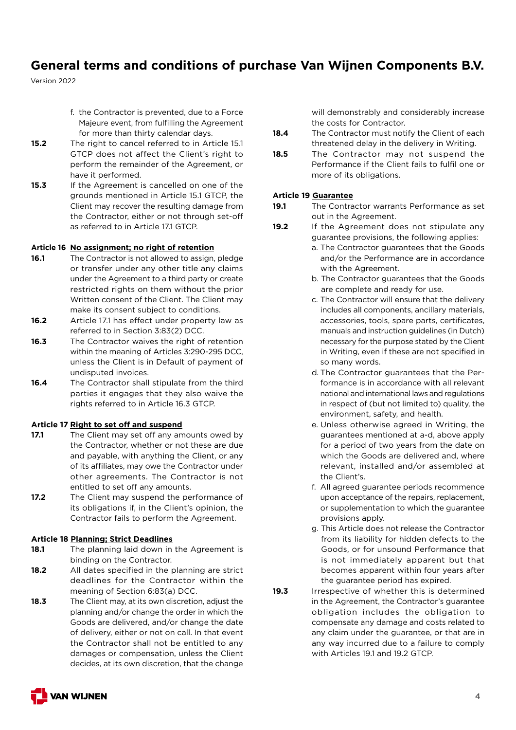f. the Contractor is prevented, due to a Force Majeure event, from fulfilling the Agreement for more than thirty calendar days.

**15.2** The right to cancel referred to in Article 15.1 GTCP does not affect the Client's right to perform the remainder of the Agreement, or have it performed.

**15.3** If the Agreement is cancelled on one of the grounds mentioned in Article 15.1 GTCP, the Client may recover the resulting damage from the Contractor, either or not through set-off as referred to in Article 17.1 GTCP.

### Article 16 No assignment; no right of retention

**16.1** The Contractor is not allowed to assign, pledge or transfer under any other title any claims under the Agreement to a third party or create restricted rights on them without the prior Written consent of the Client. The Client may make its consent subject to conditions.

**16.2** Article 17.1 has effect under property law as referred to in Section 3:83(2) DCC.

**16.3** The Contractor waives the right of retention within the meaning of Articles 3:290-295 DCC, unless the Client is in Default of payment of undisputed invoices.

**16.4** The Contractor shall stipulate from the third parties it engages that they also waive the rights referred to in Article 16.3 GTCP.

### Article 17 Right to set off and suspend

**17.1** The Client may set off any amounts owed by the Contractor, whether or not these are due and payable, with anything the Client, or any of its affiliates, may owe the Contractor under other agreements. The Contractor is not entitled to set off any amounts.

**17.2** The Client may suspend the performance of its obligations if, in the Client's opinion, the Contractor fails to perform the Agreement.

### Article 18 Planning; Strict Deadlines

**18.1** The planning laid down in the Agreement is binding on the Contractor.

**18.2** All dates specified in the planning are strict deadlines for the Contractor within the meaning of Section 6:83(a) DCC.

**18.3** The Client may, at its own discretion, adjust the planning and/or change the order in which the Goods are delivered, and/or change the date of delivery, either or not on call. In that event the Contractor shall not be entitled to any damages or compensation, unless the Client decides, at its own discretion, that the change will demonstrably and considerably increase the costs for Contractor.

**18.4** The Contractor must notify the Client of each threatened delay in the delivery in Writing.

**18.5** The Contractor may not suspend the Performance if the Client fails to fulfil one or more of its obligations.

### Article 19 Guarantee

**19.1** The Contractor warrants Performance as set out in the Agreement.

**19.2** If the Agreement does not stipulate any guarantee provisions, the following applies:

a. The Contractor guarantees that the Goods and/or the Performance are in accordance with the Agreement.

b. The Contractor guarantees that the Goods are complete and ready for use.

c. The Contractor will ensure that the delivery includes all components, ancillary materials, accessories, tools, spare parts, certificates, manuals and instruction guidelines (in Dutch) necessary for the purpose stated by the Client in Writing, even if these are not specified in so many words.

d. The Contractor guarantees that the Performance is in accordance with all relevant national and international laws and regulations in respect of (but not limited to) quality, the environment, safety, and health.

e. Unless otherwise agreed in Writing, the guarantees mentioned at a-d, above apply for a period of two years from the date on which the Goods are delivered and, where relevant, installed and/or assembled at the Client's.

f. All agreed guarantee periods recommence upon acceptance of the repairs, replacement, or supplementation to which the guarantee provisions apply.

g. This Article does not release the Contractor from its liability for hidden defects to the Goods, or for unsound Performance that is not immediately apparent but that becomes apparent within four years after the guarantee period has expired.

**19.3** Irrespective of whether this is determined in the Agreement, the Contractor's guarantee obligation includes the obligation to compensate any damage and costs related to any claim under the guarantee, or that are in any way incurred due to a failure to comply with Articles 19.1 and 19.2 GTCP.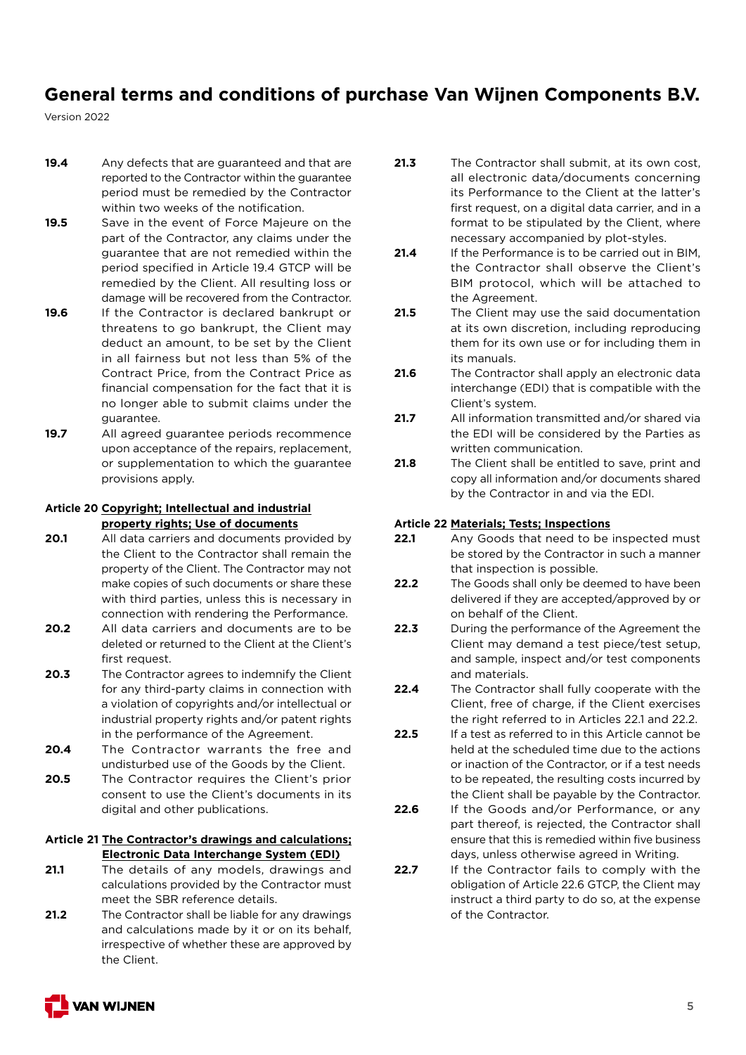**19.4** Any defects that are guaranteed and that are reported to the Contractor within the guarantee period must be remedied by the Contractor within two weeks of the notification.

**19.5** Save in the event of Force Majeure on the part of the Contractor, any claims under the guarantee that are not remedied within the period specified in Article 19.4 GTCP will be remedied by the Client. All resulting loss or damage will be recovered from the Contractor.

**19.6** If the Contractor is declared bankrupt or threatens to go bankrupt, the Client may deduct an amount, to be set by the Client in all fairness but not less than 5% of the Contract Price, from the Contract Price as financial compensation for the fact that it is no longer able to submit claims under the guarantee.

**19.7** All agreed guarantee periods recommence upon acceptance of the repairs, replacement, or supplementation to which the guarantee provisions apply.

#### Article 20 Copyright; Intellectual and industrial property rights; Use of documents

**20.1** All data carriers and documents provided by the Client to the Contractor shall remain the property of the Client. The Contractor may not make copies of such documents or share these with third parties, unless this is necessary in connection with rendering the Performance.

**20.2** All data carriers and documents are to be deleted or returned to the Client at the Client's first request.

**20.3** The Contractor agrees to indemnify the Client for any third-party claims in connection with a violation of copyrights and/or intellectual or industrial property rights and/or patent rights in the performance of the Agreement.

**20.4** The Contractor warrants the free and undisturbed use of the Goods by the Client.

**20.5** The Contractor requires the Client's prior consent to use the Client's documents in its digital and other publications.

#### Article 21 The Contractor's drawings and calculations; Electronic Data Interchange System (EDI)

**21.1** The details of any models, drawings and calculations provided by the Contractor must meet the SBR reference details.

**21.2** The Contractor shall be liable for any drawings and calculations made by it or on its behalf, irrespective of whether these are approved by the Client.

**21.3** The Contractor shall submit, at its own cost, all electronic data/documents concerning its Performance to the Client at the latter's first request, on a digital data carrier, and in a format to be stipulated by the Client, where necessary accompanied by plot-styles.

**21.4** If the Performance is to be carried out in BIM, the Contractor shall observe the Client's BIM protocol, which will be attached to the Agreement.

**21.5** The Client may use the said documentation at its own discretion, including reproducing them for its own use or for including them in its manuals.

**21.6** The Contractor shall apply an electronic data interchange (EDI) that is compatible with the Client's system.

**21.7** All information transmitted and/or shared via the EDI will be considered by the Parties as written communication.

**21.8** The Client shall be entitled to save, print and copy all information and/or documents shared by the Contractor in and via the EDI.

#### Article 22 Materials; Tests; Inspections

**22.1** Any Goods that need to be inspected must be stored by the Contractor in such a manner that inspection is possible.

**22.2** The Goods shall only be deemed to have been delivered if they are accepted/approved by or on behalf of the Client.

**22.3** During the performance of the Agreement the Client may demand a test piece/test setup, and sample, inspect and/or test components and materials.

**22.4** The Contractor shall fully cooperate with the Client, free of charge, if the Client exercises the right referred to in Articles 22.1 and 22.2.

**22.5** If a test as referred to in this Article cannot be held at the scheduled time due to the actions or inaction of the Contractor, or if a test needs to be repeated, the resulting costs incurred by the Client shall be payable by the Contractor.

**22.6** If the Goods and/or Performance, or any part thereof, is rejected, the Contractor shall ensure that this is remedied within five business days, unless otherwise agreed in Writing.

**22.7** If the Contractor fails to comply with the obligation of Article 22.6 GTCP, the Client may instruct a third party to do so, at the expense of the Contractor.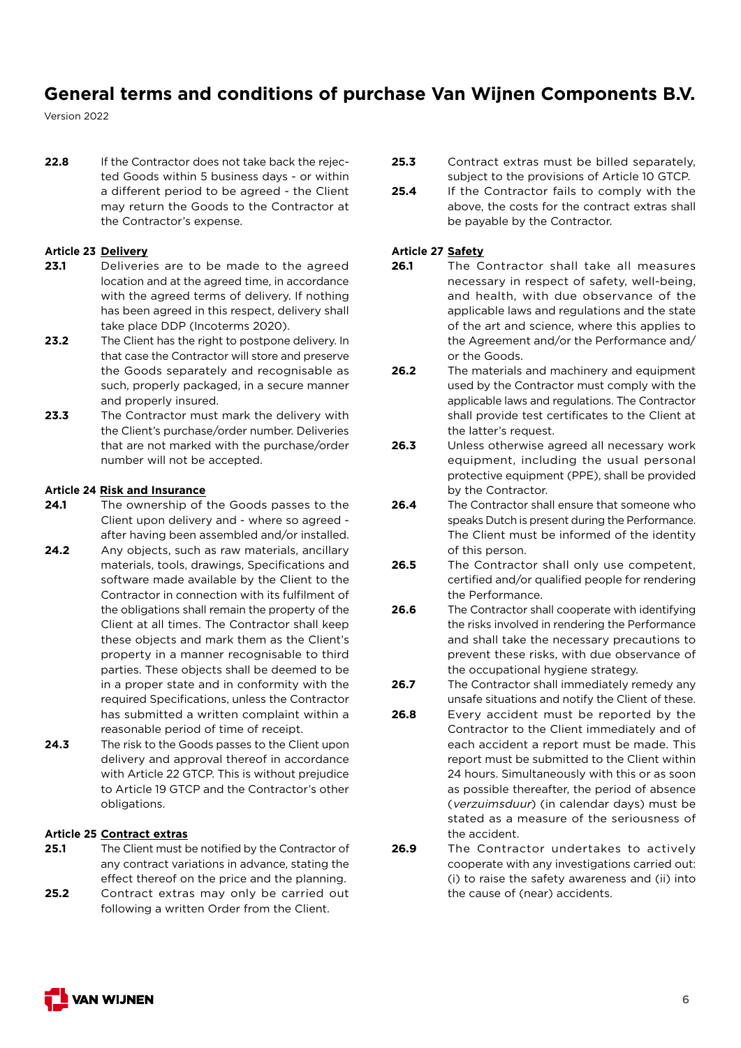22.8 If the Contractor does not take back the rejected Goods within 5 business days - or within a different period to be agreed - the Client may return the Goods to the Contractor at the Contractor's expense.

### Article 23 Delivery

**23.1** Deliveries are to be made to the agreed location and at the agreed time, in accordance with the agreed terms of delivery. If nothing has been agreed in this respect, delivery shall take place DDP (Incoterms 2020).

**23.2** The Client has the right to postpone delivery. In that case the Contractor will store and preserve the Goods separately and recognisable as such, properly packaged, in a secure manner and properly insured.

**23.3** The Contractor must mark the delivery with the Client's purchase/order number. Deliveries that are not marked with the purchase/order number will not be accepted.

### Article 24 Risk and Insurance

**24.1** The ownership of the Goods passes to the Client upon delivery and - where so agreed - after having been assembled and/or installed.

**24.2** Any objects, such as raw materials, ancillary materials, tools, drawings, Specifications and software made available by the Client to the Contractor in connection with its fulfilment of the obligations shall remain the property of the Client at all times. The Contractor shall keep these objects and mark them as the Client's property in a manner recognisable to third parties. These objects shall be deemed to be in a proper state and in conformity with the required Specifications, unless the Contractor has submitted a written complaint within a reasonable period of time of receipt.

**24.3** The risk to the Goods passes to the Client upon delivery and approval thereof in accordance with Article 22 GTCP. This is without prejudice to Article 19 GTCP and the Contractor's other obligations.

### Article 25 Contract extras

**25.1** The Client must be notified by the Contractor of any contract variations in advance, stating the effect thereof on the price and the planning.

**25.2** Contract extras may only be carried out following a written Order from the Client.

**25.3** Contract extras must be billed separately, subject to the provisions of Article 10 GTCP.

**25.4** If the Contractor fails to comply with the above, the costs for the contract extras shall be payable by the Contractor.

### Article 27 Safety

**26.1** The Contractor shall take all measures necessary in respect of safety, well-being, and health, with due observance of the applicable laws and regulations and the state of the art and science, where this applies to the Agreement and/or the Performance and/or the Goods.

**26.2** The materials and machinery and equipment used by the Contractor must comply with the applicable laws and regulations. The Contractor shall provide test certificates to the Client at the latter's request.

**26.3** Unless otherwise agreed all necessary work equipment, including the usual personal protective equipment (PPE), shall be provided by the Contractor.

**26.4** The Contractor shall ensure that someone who speaks Dutch is present during the Performance. The Client must be informed of the identity of this person.

**26.5** The Contractor shall only use competent, certified and/or qualified people for rendering the Performance.

**26.6** The Contractor shall cooperate with identifying the risks involved in rendering the Performance and shall take the necessary precautions to prevent these risks, with due observance of the occupational hygiene strategy.

**26.7** The Contractor shall immediately remedy any unsafe situations and notify the Client of these.

**26.8** Every accident must be reported by the Contractor to the Client immediately and of each accident a report must be made. This report must be submitted to the Client within 24 hours. Simultaneously with this or as soon as possible thereafter, the period of absence (*verzuimsduur*) (in calendar days) must be stated as a measure of the seriousness of the accident.

**26.9** The Contractor undertakes to actively cooperate with any investigations carried out: (i) to raise the safety awareness and (ii) into the cause of (near) accidents.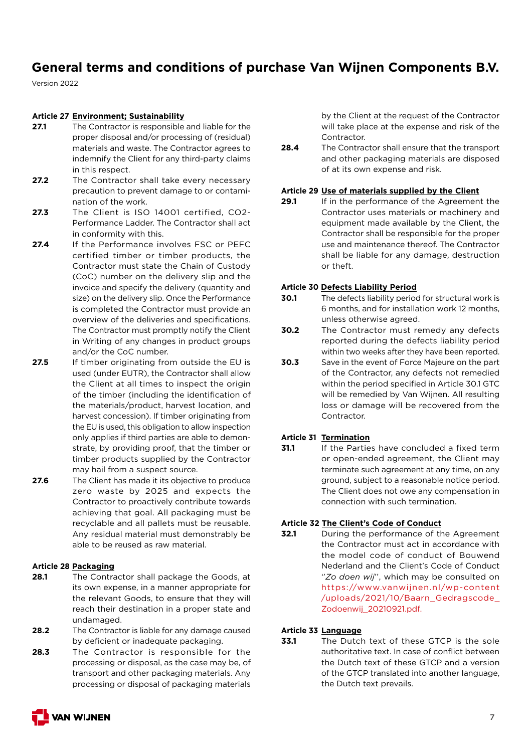# General terms and conditions of purchase Van Wijnen Components B.V.

Version 2022

**Article 27 Environment; Sustainability**

**27.1** The Contractor is responsible and liable for the proper disposal and/or processing of (residual) materials and waste. The Contractor agrees to indemnify the Client for any third-party claims in this respect.

**27.2** The Contractor shall take every necessary precaution to prevent damage to or contamination of the work.

**27.3** The Client is ISO 14001 certified, CO2-Performance Ladder. The Contractor shall act in conformity with this.

**27.4** If the Performance involves FSC or PEFC certified timber or timber products, the Contractor must state the Chain of Custody (CoC) number on the delivery slip and the invoice and specify the delivery (quantity and size) on the delivery slip. Once the Performance is completed the Contractor must provide an overview of the deliveries and specifications. The Contractor must promptly notify the Client in Writing of any changes in product groups and/or the CoC number.

**27.5** If timber originating from outside the EU is used (under EUTR), the Contractor shall allow the Client at all times to inspect the origin of the timber (including the identification of the materials/product, harvest location, and harvest concession). If timber originating from the EU is used, this obligation to allow inspection only applies if third parties are able to demonstrate, by providing proof, that the timber or timber products supplied by the Contractor may hail from a suspect source.

**27.6** The Client has made it its objective to produce zero waste by 2025 and expects the Contractor to proactively contribute towards achieving that goal. All packaging must be recyclable and all pallets must be reusable. Any residual material must demonstrably be able to be reused as raw material.

**Article 28 Packaging**

**28.1** The Contractor shall package the Goods, at its own expense, in a manner appropriate for the relevant Goods, to ensure that they will reach their destination in a proper state and undamaged.

**28.2** The Contractor is liable for any damage caused by deficient or inadequate packaging.

**28.3** The Contractor is responsible for the processing or disposal, as the case may be, of transport and other packaging materials. Any processing or disposal of packaging materials by the Client at the request of the Contractor will take place at the expense and risk of the Contractor.

**28.4** The Contractor shall ensure that the transport and other packaging materials are disposed of at its own expense and risk.

**Article 29 Use of materials supplied by the Client**

**29.1** If in the performance of the Agreement the Contractor uses materials or machinery and equipment made available by the Client, the Contractor shall be responsible for the proper use and maintenance thereof. The Contractor shall be liable for any damage, destruction or theft.

**Article 30 Defects Liability Period**

**30.1** The defects liability period for structural work is 6 months, and for installation work 12 months, unless otherwise agreed.

**30.2** The Contractor must remedy any defects reported during the defects liability period within two weeks after they have been reported.

**30.3** Save in the event of Force Majeure on the part of the Contractor, any defects not remedied within the period specified in Article 30.1 GTC will be remedied by Van Wijnen. All resulting loss or damage will be recovered from the Contractor.

**Article 31 Termination**

**31.1** If the Parties have concluded a fixed term or open-ended agreement, the Client may terminate such agreement at any time, on any ground, subject to a reasonable notice period. The Client does not owe any compensation in connection with such termination.

**Article 32 The Client's Code of Conduct**

**32.1** During the performance of the Agreement the Contractor must act in accordance with the model code of conduct of Bouwend Nederland and the Client's Code of Conduct "*Zo doen wij*", which may be consulted on https://www.vanwijnen.nl/wp-content/uploads/2021/10/Baarn_Gedragscode_Zodoenwij_20210921.pdf.

**Article 33 Language**

**33.1** The Dutch text of these GTCP is the sole authoritative text. In case of conflict between the Dutch text of these GTCP and a version of the GTCP translated into another language, the Dutch text prevails.